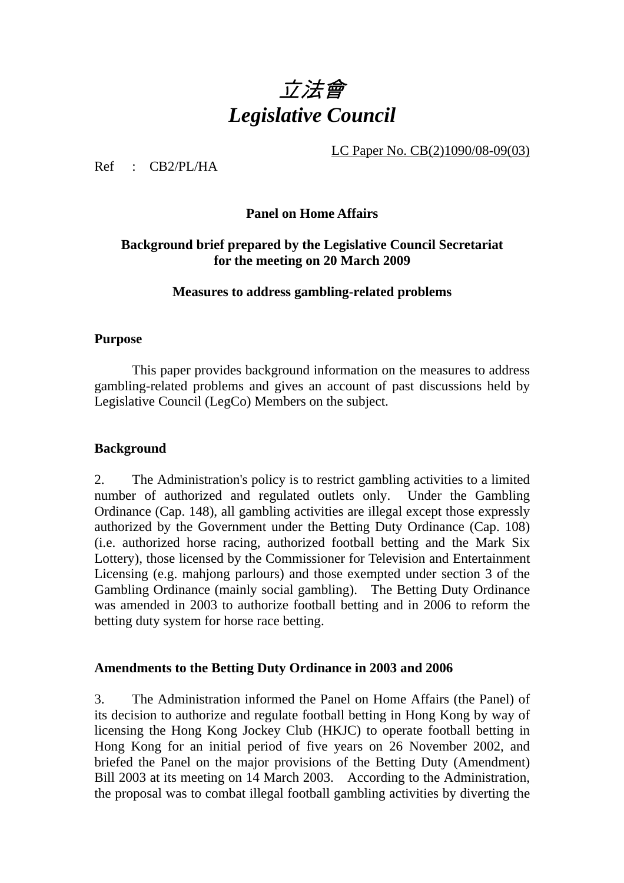# *立法會*
# *Legislative Council*

LC Paper No. CB(2)1090/08-09(03)

Ref : CB2/PL/HA

**Panel on Home Affairs**

**Background brief prepared by the Legislative Council Secretariat for the meeting on 20 March 2009**

**Measures to address gambling-related problems**

## Purpose

This paper provides background information on the measures to address gambling-related problems and gives an account of past discussions held by Legislative Council (LegCo) Members on the subject.

## Background

2. The Administration's policy is to restrict gambling activities to a limited number of authorized and regulated outlets only. Under the Gambling Ordinance (Cap. 148), all gambling activities are illegal except those expressly authorized by the Government under the Betting Duty Ordinance (Cap. 108) (i.e. authorized horse racing, authorized football betting and the Mark Six Lottery), those licensed by the Commissioner for Television and Entertainment Licensing (e.g. mahjong parlours) and those exempted under section 3 of the Gambling Ordinance (mainly social gambling). The Betting Duty Ordinance was amended in 2003 to authorize football betting and in 2006 to reform the betting duty system for horse race betting.

## Amendments to the Betting Duty Ordinance in 2003 and 2006

3. The Administration informed the Panel on Home Affairs (the Panel) of its decision to authorize and regulate football betting in Hong Kong by way of licensing the Hong Kong Jockey Club (HKJC) to operate football betting in Hong Kong for an initial period of five years on 26 November 2002, and briefed the Panel on the major provisions of the Betting Duty (Amendment) Bill 2003 at its meeting on 14 March 2003. According to the Administration, the proposal was to combat illegal football gambling activities by diverting the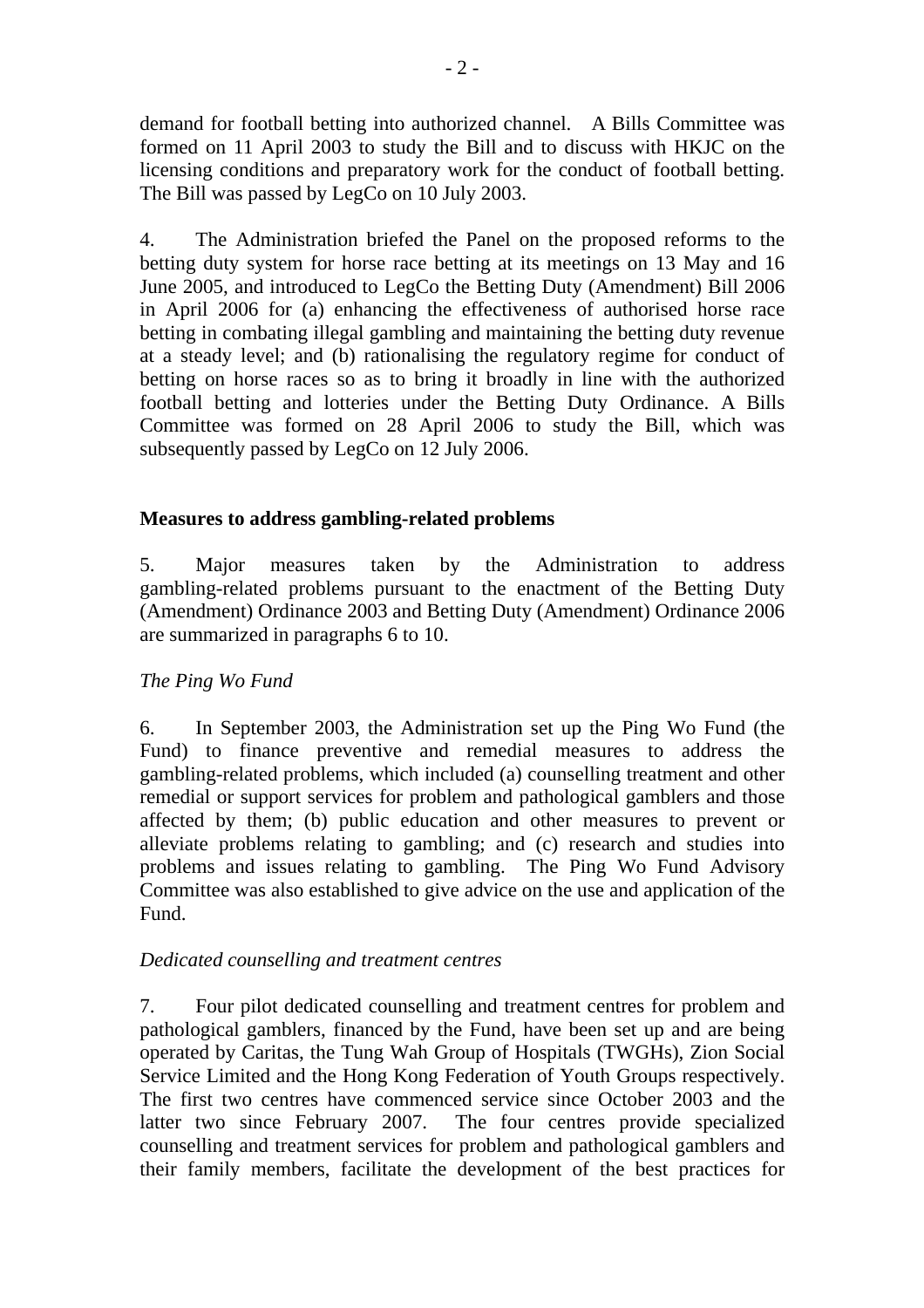demand for football betting into authorized channel. A Bills Committee was formed on 11 April 2003 to study the Bill and to discuss with HKJC on the licensing conditions and preparatory work for the conduct of football betting. The Bill was passed by LegCo on 10 July 2003.

4. The Administration briefed the Panel on the proposed reforms to the betting duty system for horse race betting at its meetings on 13 May and 16 June 2005, and introduced to LegCo the Betting Duty (Amendment) Bill 2006 in April 2006 for (a) enhancing the effectiveness of authorised horse race betting in combating illegal gambling and maintaining the betting duty revenue at a steady level; and (b) rationalising the regulatory regime for conduct of betting on horse races so as to bring it broadly in line with the authorized football betting and lotteries under the Betting Duty Ordinance. A Bills Committee was formed on 28 April 2006 to study the Bill, which was subsequently passed by LegCo on 12 July 2006.

## Measures to address gambling-related problems

5. Major measures taken by the Administration to address gambling-related problems pursuant to the enactment of the Betting Duty (Amendment) Ordinance 2003 and Betting Duty (Amendment) Ordinance 2006 are summarized in paragraphs 6 to 10.

*The Ping Wo Fund*

6. In September 2003, the Administration set up the Ping Wo Fund (the Fund) to finance preventive and remedial measures to address the gambling-related problems, which included (a) counselling treatment and other remedial or support services for problem and pathological gamblers and those affected by them; (b) public education and other measures to prevent or alleviate problems relating to gambling; and (c) research and studies into problems and issues relating to gambling. The Ping Wo Fund Advisory Committee was also established to give advice on the use and application of the Fund.

*Dedicated counselling and treatment centres*

7. Four pilot dedicated counselling and treatment centres for problem and pathological gamblers, financed by the Fund, have been set up and are being operated by Caritas, the Tung Wah Group of Hospitals (TWGHs), Zion Social Service Limited and the Hong Kong Federation of Youth Groups respectively. The first two centres have commenced service since October 2003 and the latter two since February 2007. The four centres provide specialized counselling and treatment services for problem and pathological gamblers and their family members, facilitate the development of the best practices for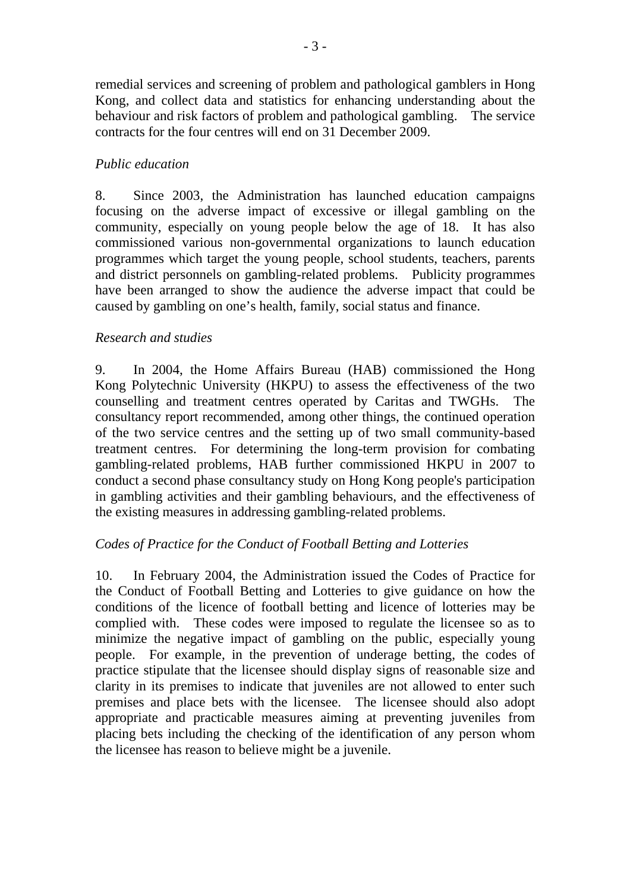remedial services and screening of problem and pathological gamblers in Hong Kong, and collect data and statistics for enhancing understanding about the behaviour and risk factors of problem and pathological gambling. The service contracts for the four centres will end on 31 December 2009.

*Public education*

8. Since 2003, the Administration has launched education campaigns focusing on the adverse impact of excessive or illegal gambling on the community, especially on young people below the age of 18. It has also commissioned various non-governmental organizations to launch education programmes which target the young people, school students, teachers, parents and district personnels on gambling-related problems. Publicity programmes have been arranged to show the audience the adverse impact that could be caused by gambling on one's health, family, social status and finance.

*Research and studies*

9. In 2004, the Home Affairs Bureau (HAB) commissioned the Hong Kong Polytechnic University (HKPU) to assess the effectiveness of the two counselling and treatment centres operated by Caritas and TWGHs. The consultancy report recommended, among other things, the continued operation of the two service centres and the setting up of two small community-based treatment centres. For determining the long-term provision for combating gambling-related problems, HAB further commissioned HKPU in 2007 to conduct a second phase consultancy study on Hong Kong people's participation in gambling activities and their gambling behaviours, and the effectiveness of the existing measures in addressing gambling-related problems.

*Codes of Practice for the Conduct of Football Betting and Lotteries*

10. In February 2004, the Administration issued the Codes of Practice for the Conduct of Football Betting and Lotteries to give guidance on how the conditions of the licence of football betting and licence of lotteries may be complied with. These codes were imposed to regulate the licensee so as to minimize the negative impact of gambling on the public, especially young people. For example, in the prevention of underage betting, the codes of practice stipulate that the licensee should display signs of reasonable size and clarity in its premises to indicate that juveniles are not allowed to enter such premises and place bets with the licensee. The licensee should also adopt appropriate and practicable measures aiming at preventing juveniles from placing bets including the checking of the identification of any person whom the licensee has reason to believe might be a juvenile.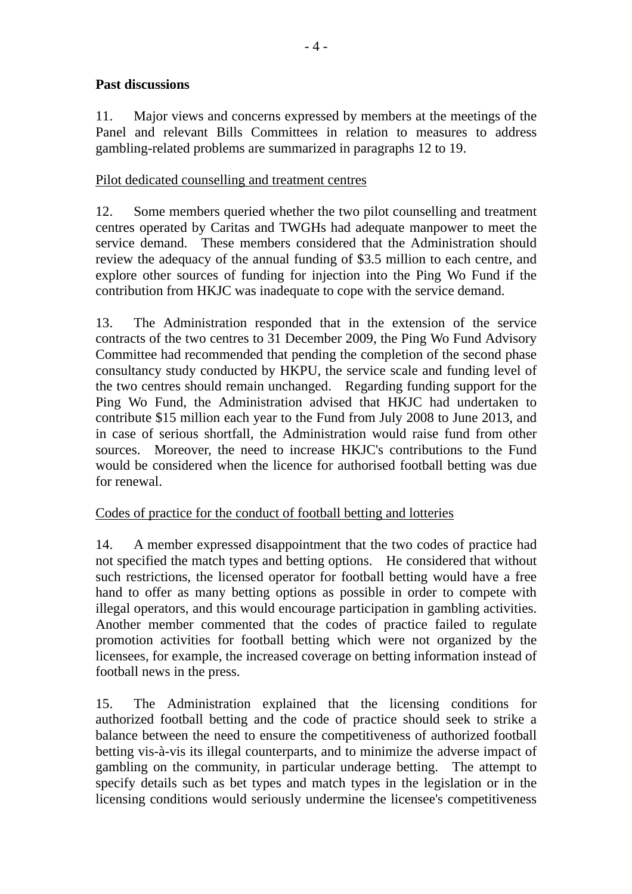**Past discussions**

11. Major views and concerns expressed by members at the meetings of the Panel and relevant Bills Committees in relation to measures to address gambling-related problems are summarized in paragraphs 12 to 19.

<u>Pilot dedicated counselling and treatment centres</u>

12. Some members queried whether the two pilot counselling and treatment centres operated by Caritas and TWGHs had adequate manpower to meet the service demand. These members considered that the Administration should review the adequacy of the annual funding of $3.5 million to each centre, and explore other sources of funding for injection into the Ping Wo Fund if the contribution from HKJC was inadequate to cope with the service demand.

13. The Administration responded that in the extension of the service contracts of the two centres to 31 December 2009, the Ping Wo Fund Advisory Committee had recommended that pending the completion of the second phase consultancy study conducted by HKPU, the service scale and funding level of the two centres should remain unchanged. Regarding funding support for the Ping Wo Fund, the Administration advised that HKJC had undertaken to contribute $15 million each year to the Fund from July 2008 to June 2013, and in case of serious shortfall, the Administration would raise fund from other sources. Moreover, the need to increase HKJC's contributions to the Fund would be considered when the licence for authorised football betting was due for renewal.

<u>Codes of practice for the conduct of football betting and lotteries</u>

14. A member expressed disappointment that the two codes of practice had not specified the match types and betting options. He considered that without such restrictions, the licensed operator for football betting would have a free hand to offer as many betting options as possible in order to compete with illegal operators, and this would encourage participation in gambling activities. Another member commented that the codes of practice failed to regulate promotion activities for football betting which were not organized by the licensees, for example, the increased coverage on betting information instead of football news in the press.

15. The Administration explained that the licensing conditions for authorized football betting and the code of practice should seek to strike a balance between the need to ensure the competitiveness of authorized football betting vis-à-vis its illegal counterparts, and to minimize the adverse impact of gambling on the community, in particular underage betting. The attempt to specify details such as bet types and match types in the legislation or in the licensing conditions would seriously undermine the licensee's competitiveness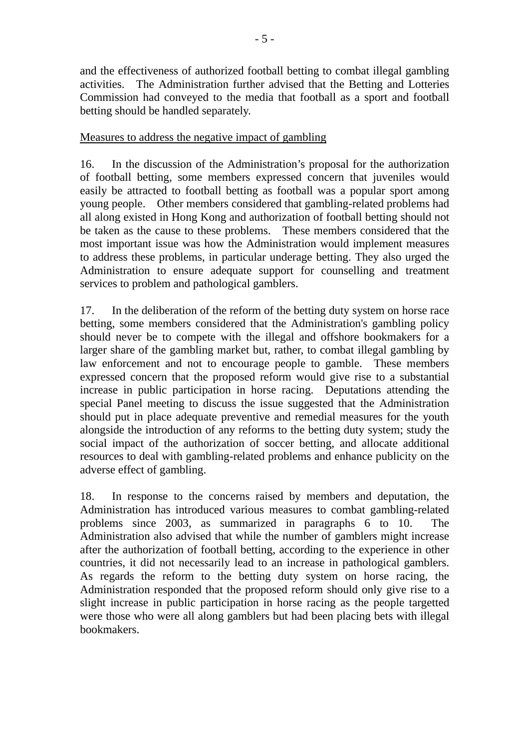and the effectiveness of authorized football betting to combat illegal gambling activities. The Administration further advised that the Betting and Lotteries Commission had conveyed to the media that football as a sport and football betting should be handled separately.

<u>Measures to address the negative impact of gambling</u>

16. In the discussion of the Administration's proposal for the authorization of football betting, some members expressed concern that juveniles would easily be attracted to football betting as football was a popular sport among young people. Other members considered that gambling-related problems had all along existed in Hong Kong and authorization of football betting should not be taken as the cause to these problems. These members considered that the most important issue was how the Administration would implement measures to address these problems, in particular underage betting. They also urged the Administration to ensure adequate support for counselling and treatment services to problem and pathological gamblers.

17. In the deliberation of the reform of the betting duty system on horse race betting, some members considered that the Administration's gambling policy should never be to compete with the illegal and offshore bookmakers for a larger share of the gambling market but, rather, to combat illegal gambling by law enforcement and not to encourage people to gamble. These members expressed concern that the proposed reform would give rise to a substantial increase in public participation in horse racing. Deputations attending the special Panel meeting to discuss the issue suggested that the Administration should put in place adequate preventive and remedial measures for the youth alongside the introduction of any reforms to the betting duty system; study the social impact of the authorization of soccer betting, and allocate additional resources to deal with gambling-related problems and enhance publicity on the adverse effect of gambling.

18. In response to the concerns raised by members and deputation, the Administration has introduced various measures to combat gambling-related problems since 2003, as summarized in paragraphs 6 to 10. The Administration also advised that while the number of gamblers might increase after the authorization of football betting, according to the experience in other countries, it did not necessarily lead to an increase in pathological gamblers. As regards the reform to the betting duty system on horse racing, the Administration responded that the proposed reform should only give rise to a slight increase in public participation in horse racing as the people targetted were those who were all along gamblers but had been placing bets with illegal bookmakers.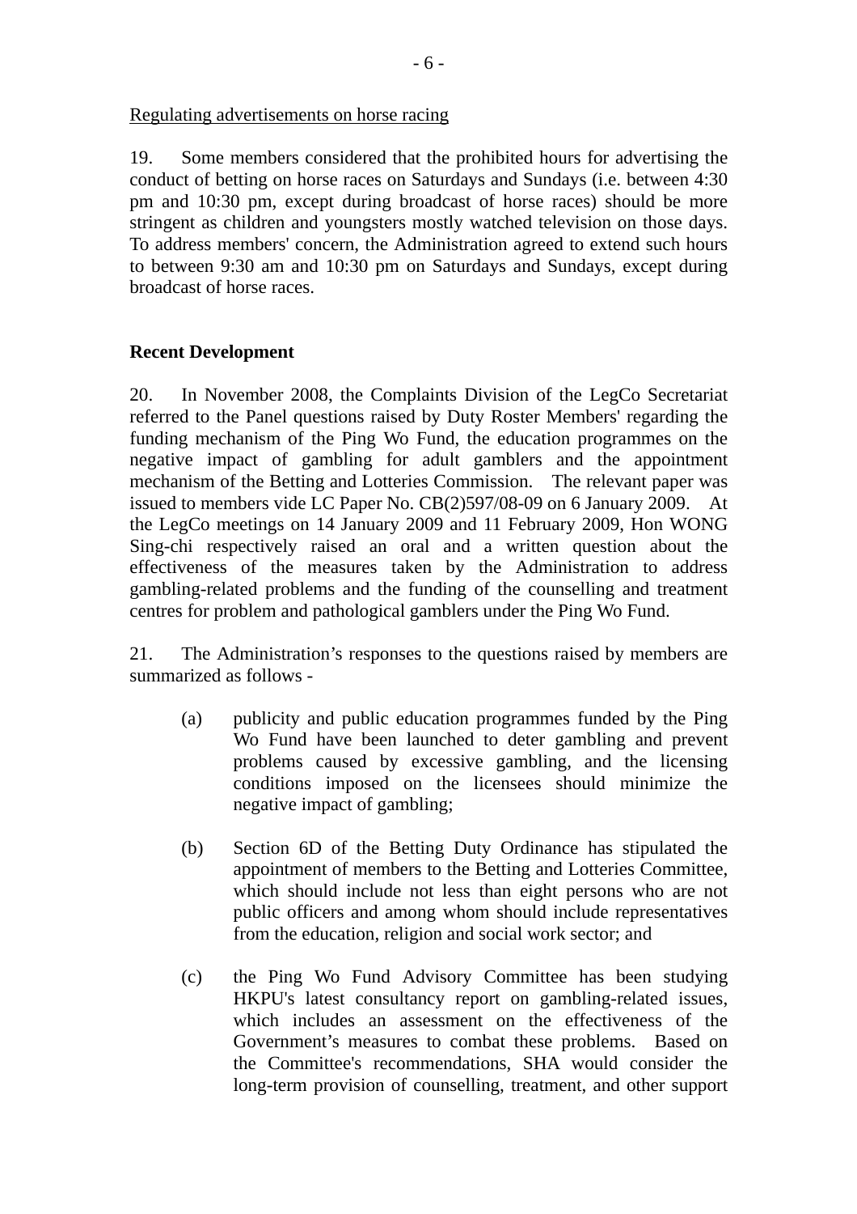Regulating advertisements on horse racing

19. Some members considered that the prohibited hours for advertising the conduct of betting on horse races on Saturdays and Sundays (i.e. between 4:30 pm and 10:30 pm, except during broadcast of horse races) should be more stringent as children and youngsters mostly watched television on those days. To address members' concern, the Administration agreed to extend such hours to between 9:30 am and 10:30 pm on Saturdays and Sundays, except during broadcast of horse races.

## Recent Development

20. In November 2008, the Complaints Division of the LegCo Secretariat referred to the Panel questions raised by Duty Roster Members' regarding the funding mechanism of the Ping Wo Fund, the education programmes on the negative impact of gambling for adult gamblers and the appointment mechanism of the Betting and Lotteries Commission. The relevant paper was issued to members vide LC Paper No. CB(2)597/08-09 on 6 January 2009. At the LegCo meetings on 14 January 2009 and 11 February 2009, Hon WONG Sing-chi respectively raised an oral and a written question about the effectiveness of the measures taken by the Administration to address gambling-related problems and the funding of the counselling and treatment centres for problem and pathological gamblers under the Ping Wo Fund.

21. The Administration's responses to the questions raised by members are summarized as follows -

(a) publicity and public education programmes funded by the Ping Wo Fund have been launched to deter gambling and prevent problems caused by excessive gambling, and the licensing conditions imposed on the licensees should minimize the negative impact of gambling;

(b) Section 6D of the Betting Duty Ordinance has stipulated the appointment of members to the Betting and Lotteries Committee, which should include not less than eight persons who are not public officers and among whom should include representatives from the education, religion and social work sector; and

(c) the Ping Wo Fund Advisory Committee has been studying HKPU's latest consultancy report on gambling-related issues, which includes an assessment on the effectiveness of the Government's measures to combat these problems. Based on the Committee's recommendations, SHA would consider the long-term provision of counselling, treatment, and other support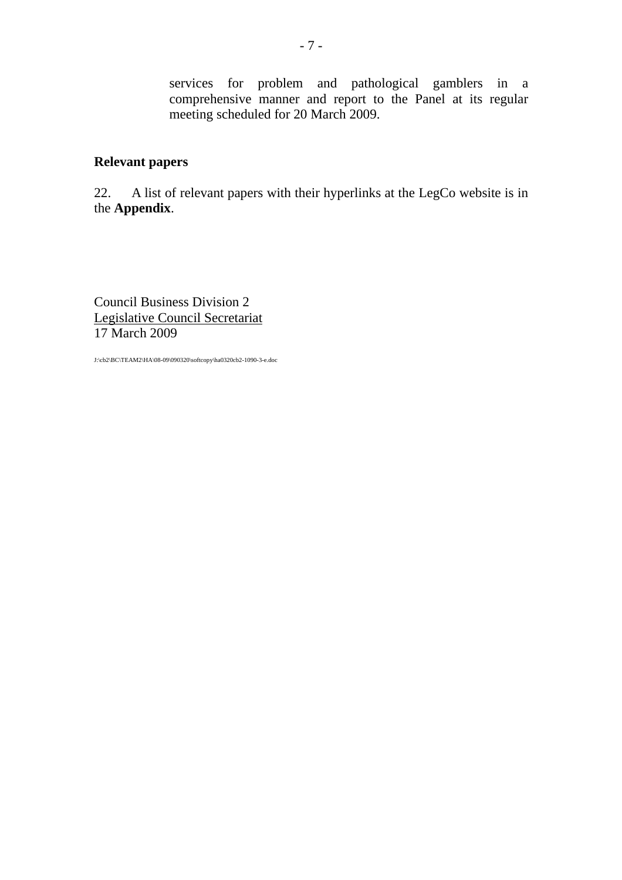services for problem and pathological gamblers in a comprehensive manner and report to the Panel at its regular meeting scheduled for 20 March 2009.

**Relevant papers**

22. A list of relevant papers with their hyperlinks at the LegCo website is in the **Appendix**.

Council Business Division 2
Legislative Council Secretariat
17 March 2009

J:\cb2\BC\TEAM2\HA\08-09\090320\softcopy\ha0320cb2-1090-3-e.doc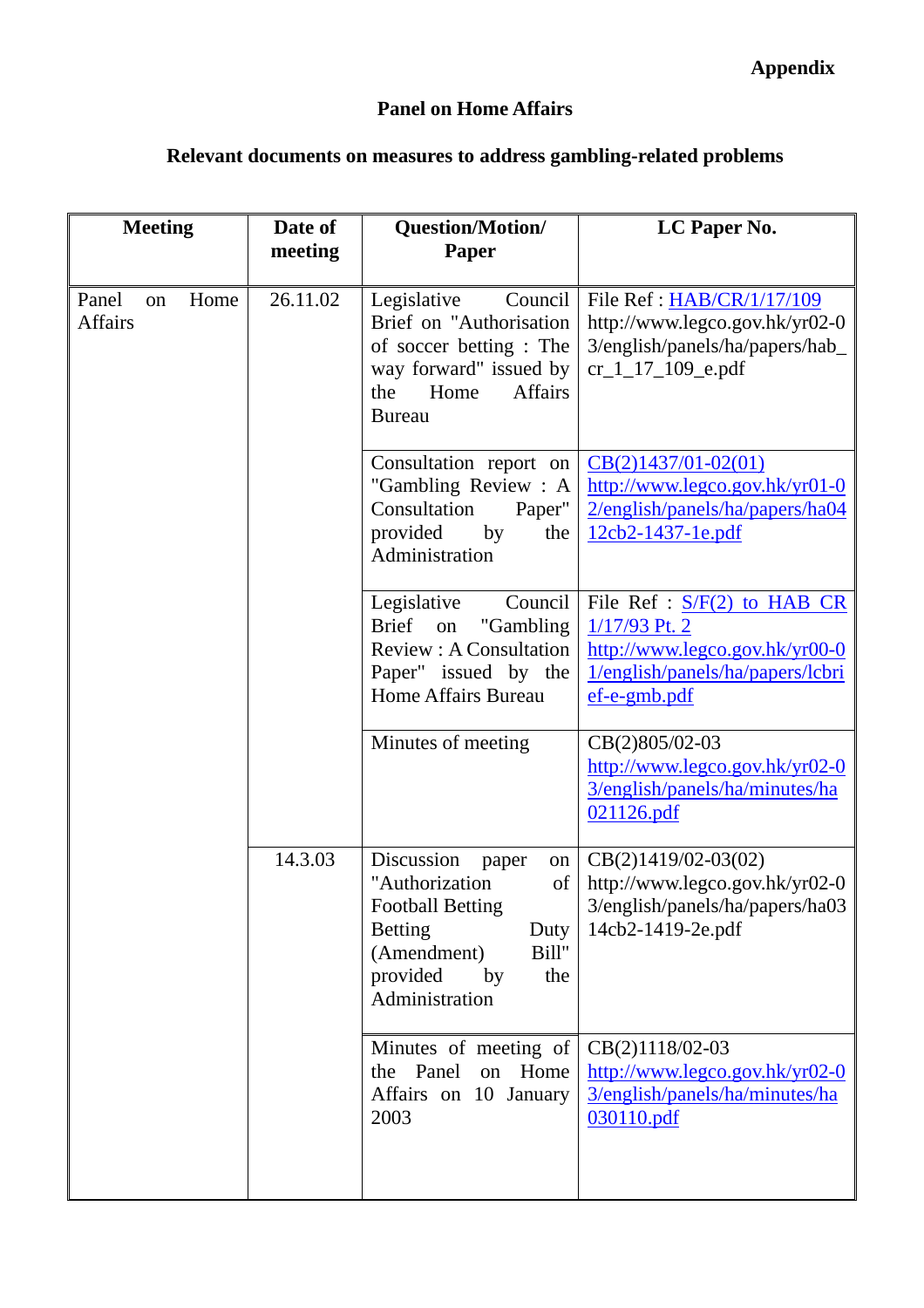**Appendix**

**Panel on Home Affairs**

**Relevant documents on measures to address gambling-related problems**

| Meeting | Date of meeting | Question/Motion/ Paper | LC Paper No. |
|---|---|---|---|
| Panel on Home Affairs | 26.11.02 | Legislative Council Brief on "Authorisation of soccer betting : The way forward" issued by the Home Affairs Bureau | File Ref : HAB/CR/1/17/109 http://www.legco.gov.hk/yr02-03/english/panels/ha/papers/hab_cr_1_17_109_e.pdf |
| | | Consultation report on "Gambling Review : A Consultation Paper" provided by the Administration | CB(2)1437/01-02(01) http://www.legco.gov.hk/yr01-02/english/panels/ha/papers/ha0412cb2-1437-1e.pdf |
| | | Legislative Council Brief on "Gambling Review : A Consultation Paper" issued by the Home Affairs Bureau | File Ref : S/F(2) to HAB CR 1/17/93 Pt. 2 http://www.legco.gov.hk/yr00-01/english/panels/ha/papers/lcbrief-e-gmb.pdf |
| | | Minutes of meeting | CB(2)805/02-03 http://www.legco.gov.hk/yr02-03/english/panels/ha/minutes/ha021126.pdf |
| | 14.3.03 | Discussion paper on "Authorization of Football Betting Betting Duty (Amendment) Bill" provided by the Administration | CB(2)1419/02-03(02) http://www.legco.gov.hk/yr02-03/english/panels/ha/papers/ha0314cb2-1419-2e.pdf |
| | | Minutes of meeting of the Panel on Home Affairs on 10 January 2003 | CB(2)1118/02-03 http://www.legco.gov.hk/yr02-03/english/panels/ha/minutes/ha030110.pdf |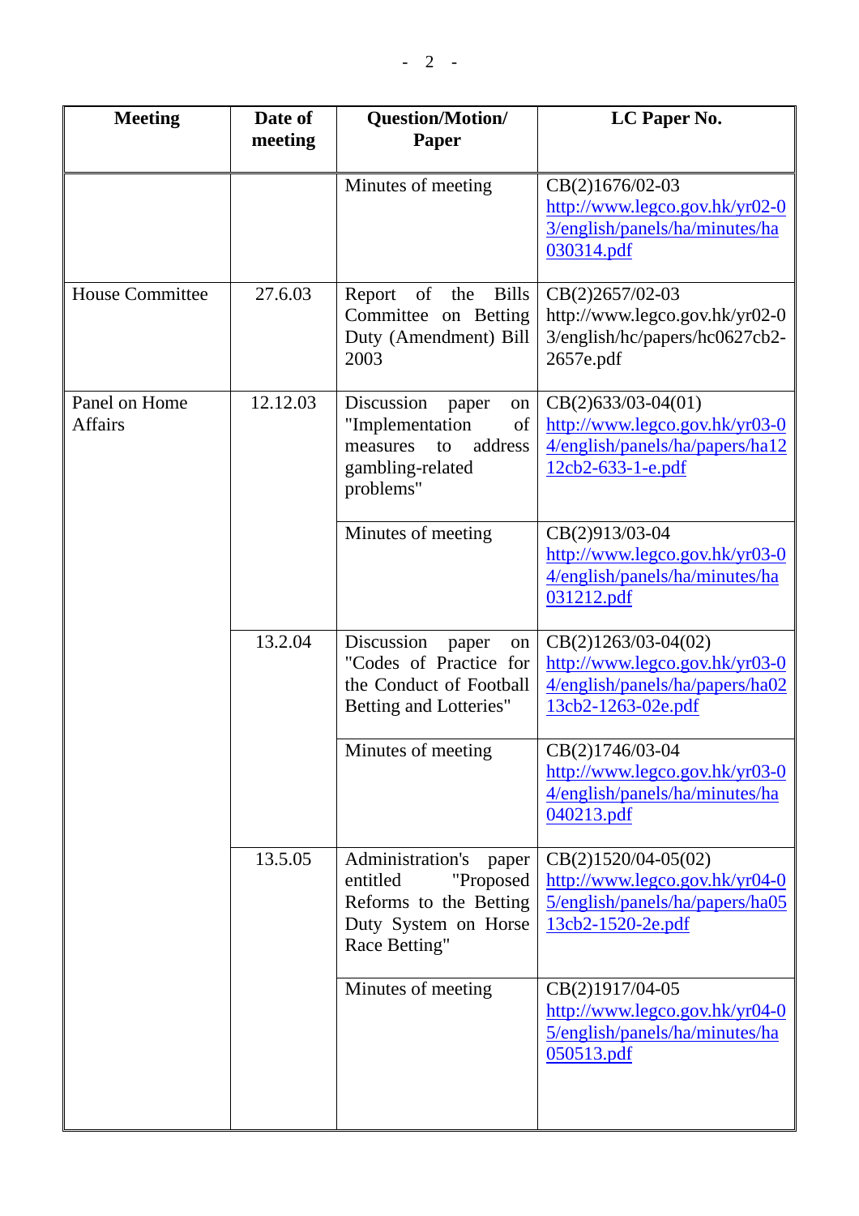| Meeting | Date of meeting | Question/Motion/ Paper | LC Paper No. |
| --- | --- | --- | --- |
| | | Minutes of meeting | CB(2)1676/02-03 http://www.legco.gov.hk/yr02-03/english/panels/ha/minutes/ha030314.pdf |
| House Committee | 27.6.03 | Report of the Bills Committee on Betting Duty (Amendment) Bill 2003 | CB(2)2657/02-03 http://www.legco.gov.hk/yr02-03/english/hc/papers/hc0627cb2-2657e.pdf |
| Panel on Home Affairs | 12.12.03 | Discussion paper on "Implementation of measures to address gambling-related problems" | CB(2)633/03-04(01) http://www.legco.gov.hk/yr03-04/english/panels/ha/papers/ha1212cb2-633-1-e.pdf |
| | | Minutes of meeting | CB(2)913/03-04 http://www.legco.gov.hk/yr03-04/english/panels/ha/minutes/ha031212.pdf |
| | 13.2.04 | Discussion paper on "Codes of Practice for the Conduct of Football Betting and Lotteries" | CB(2)1263/03-04(02) http://www.legco.gov.hk/yr03-04/english/panels/ha/papers/ha0213cb2-1263-02e.pdf |
| | | Minutes of meeting | CB(2)1746/03-04 http://www.legco.gov.hk/yr03-04/english/panels/ha/minutes/ha040213.pdf |
| | 13.5.05 | Administration's paper entitled "Proposed Reforms to the Betting Duty System on Horse Race Betting" | CB(2)1520/04-05(02) http://www.legco.gov.hk/yr04-05/english/panels/ha/papers/ha0513cb2-1520-2e.pdf |
| | | Minutes of meeting | CB(2)1917/04-05 http://www.legco.gov.hk/yr04-05/english/panels/ha/minutes/ha050513.pdf |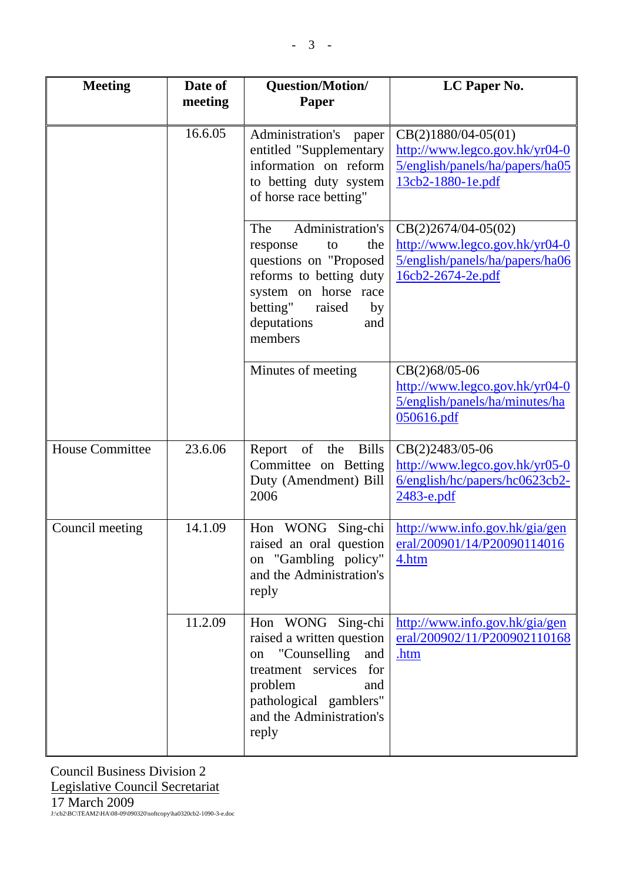| Meeting | Date of meeting | Question/Motion/ Paper | LC Paper No. |
|---|---|---|---|
| | 16.6.05 | Administration's paper entitled "Supplementary information on reform to betting duty system of horse race betting" | CB(2)1880/04-05(01) http://www.legco.gov.hk/yr04-05/english/panels/ha/papers/ha0513cb2-1880-1e.pdf |
| | | The Administration's response to the questions on "Proposed reforms to betting duty system on horse race betting" raised by deputations and members | CB(2)2674/04-05(02) http://www.legco.gov.hk/yr04-05/english/panels/ha/papers/ha0616cb2-2674-2e.pdf |
| | | Minutes of meeting | CB(2)68/05-06 http://www.legco.gov.hk/yr04-05/english/panels/ha/minutes/ha050616.pdf |
| House Committee | 23.6.06 | Report of the Bills Committee on Betting Duty (Amendment) Bill 2006 | CB(2)2483/05-06 http://www.legco.gov.hk/yr05-06/english/hc/papers/hc0623cb2-2483-e.pdf |
| Council meeting | 14.1.09 | Hon WONG Sing-chi raised an oral question on "Gambling policy" and the Administration's reply | http://www.info.gov.hk/gia/general/200901/14/P200901140164.htm |
| | 11.2.09 | Hon WONG Sing-chi raised a written question on "Counselling and treatment services for problem and pathological gamblers" and the Administration's reply | http://www.info.gov.hk/gia/general/200902/11/P200902110168.htm |

Council Business Division 2
Legislative Council Secretariat
17 March 2009